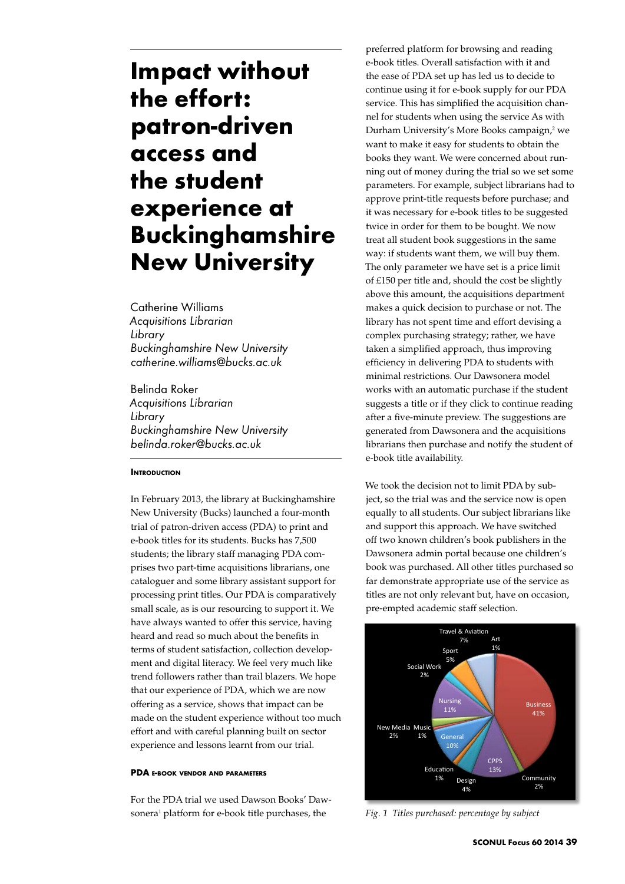# Impact without the effort: patron-driven access and the student experience at Buckinghamshire New University

Catherine Williams
*Acquisitions Librarian*
*Library*
*Buckinghamshire New University*
*catherine.williams@bucks.ac.uk*

Belinda Roker
*Acquisitions Librarian*
*Library*
*Buckinghamshire New University*
*belinda.roker@bucks.ac.uk*

## Introduction

In February 2013, the library at Buckinghamshire New University (Bucks) launched a four-month trial of patron-driven access (PDA) to print and e-book titles for its students. Bucks has 7,500 students; the library staff managing PDA comprises two part-time acquisitions librarians, one cataloguer and some library assistant support for processing print titles. Our PDA is comparatively small scale, as is our resourcing to support it. We have always wanted to offer this service, having heard and read so much about the benefits in terms of student satisfaction, collection development and digital literacy. We feel very much like trend followers rather than trail blazers. We hope that our experience of PDA, which we are now offering as a service, shows that impact can be made on the student experience without too much effort and with careful planning built on sector experience and lessons learnt from our trial.

## PDA e-book vendor and parameters

For the PDA trial we used Dawson Books' Dawsonera[1] platform for e-book title purchases, the preferred platform for browsing and reading e-book titles. Overall satisfaction with it and the ease of PDA set up has led us to decide to continue using it for e-book supply for our PDA service. This has simplified the acquisition channel for students when using the service As with Durham University's More Books campaign,[2] we want to make it easy for students to obtain the books they want. We were concerned about running out of money during the trial so we set some parameters. For example, subject librarians had to approve print-title requests before purchase; and it was necessary for e-book titles to be suggested twice in order for them to be bought. We now treat all student book suggestions in the same way: if students want them, we will buy them. The only parameter we have set is a price limit of £150 per title and, should the cost be slightly above this amount, the acquisitions department makes a quick decision to purchase or not. The library has not spent time and effort devising a complex purchasing strategy; rather, we have taken a simplified approach, thus improving efficiency in delivering PDA to students with minimal restrictions. Our Dawsonera model works with an automatic purchase if the student suggests a title or if they click to continue reading after a five-minute preview. The suggestions are generated from Dawsonera and the acquisitions librarians then purchase and notify the student of e-book title availability.

We took the decision not to limit PDA by subject, so the trial was and the service now is open equally to all students. Our subject librarians like and support this approach. We have switched off two known children's book publishers in the Dawsonera admin portal because one children's book was purchased. All other titles purchased so far demonstrate appropriate use of the service as titles are not only relevant but, have on occasion, pre-empted academic staff selection.

| Subject | Percentage |
|---|---|
| Business | 41% |
| Community | 2% |
| CPPS | 13% |
| Design | 4% |
| Education | 1% |
| General | 10% |
| Music | 1% |
| New Media | 2% |
| Nursing | 11% |
| Social Work | 2% |
| Sport | 5% |
| Travel & Aviation | 7% |
| Art | 1% |

*Fig. 1 Titles purchased: percentage by subject*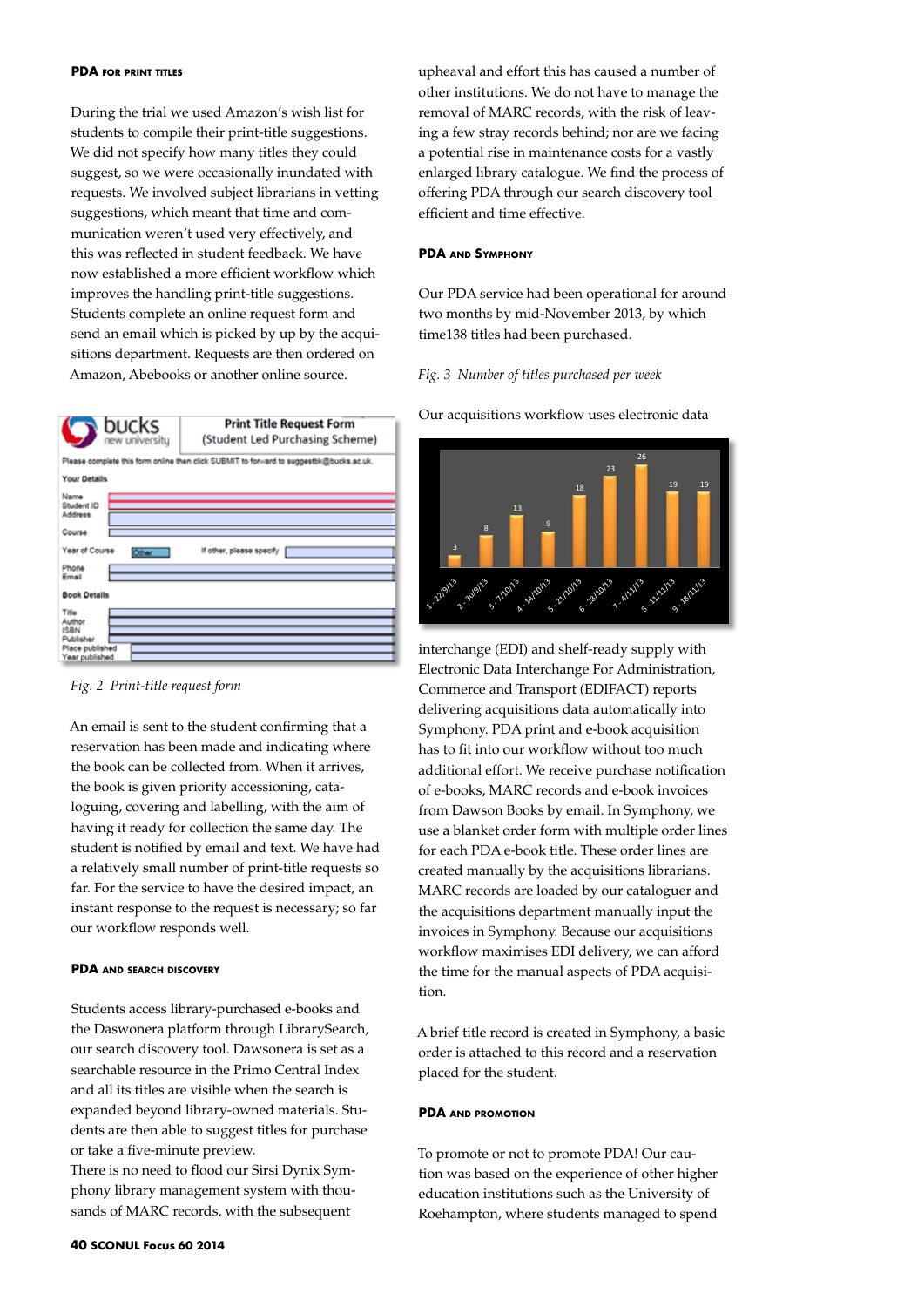#### PDA for print titles

During the trial we used Amazon's wish list for students to compile their print-title suggestions. We did not specify how many titles they could suggest, so we were occasionally inundated with requests. We involved subject librarians in vetting suggestions, which meant that time and communication weren't used very effectively, and this was reflected in student feedback. We have now established a more efficient workflow which improves the handling print-title suggestions. Students complete an online request form and send an email which is picked by up by the acquisitions department. Requests are then ordered on Amazon, Abebooks or another online source.

*Fig. 2 Print-title request form*

An email is sent to the student confirming that a reservation has been made and indicating where the book can be collected from. When it arrives, the book is given priority accessioning, cataloguing, covering and labelling, with the aim of having it ready for collection the same day. The student is notified by email and text. We have had a relatively small number of print-title requests so far. For the service to have the desired impact, an instant response to the request is necessary; so far our workflow responds well.

#### PDA and search discovery

Students access library-purchased e-books and the Daswonera platform through LibrarySearch, our search discovery tool. Dawsonera is set as a searchable resource in the Primo Central Index and all its titles are visible when the search is expanded beyond library-owned materials. Students are then able to suggest titles for purchase or take a five-minute preview.
There is no need to flood our Sirsi Dynix Symphony library management system with thousands of MARC records, with the subsequent upheaval and effort this has caused a number of other institutions. We do not have to manage the removal of MARC records, with the risk of leaving a few stray records behind; nor are we facing a potential rise in maintenance costs for a vastly enlarged library catalogue. We find the process of offering PDA through our search discovery tool efficient and time effective.

#### PDA and Symphony

Our PDA service had been operational for around two months by mid-November 2013, by which time138 titles had been purchased.

*Fig. 3 Number of titles purchased per week*

Our acquisitions workflow uses electronic data interchange (EDI) and shelf-ready supply with Electronic Data Interchange For Administration, Commerce and Transport (EDIFACT) reports delivering acquisitions data automatically into Symphony. PDA print and e-book acquisition has to fit into our workflow without too much additional effort. We receive purchase notification of e-books, MARC records and e-book invoices from Dawson Books by email. In Symphony, we use a blanket order form with multiple order lines for each PDA e-book title. These order lines are created manually by the acquisitions librarians. MARC records are loaded by our cataloguer and the acquisitions department manually input the invoices in Symphony. Because our acquisitions workflow maximises EDI delivery, we can afford the time for the manual aspects of PDA acquisition.

A brief title record is created in Symphony, a basic order is attached to this record and a reservation placed for the student.

#### PDA and promotion

To promote or not to promote PDA! Our caution was based on the experience of other higher education institutions such as the University of Roehampton, where students managed to spend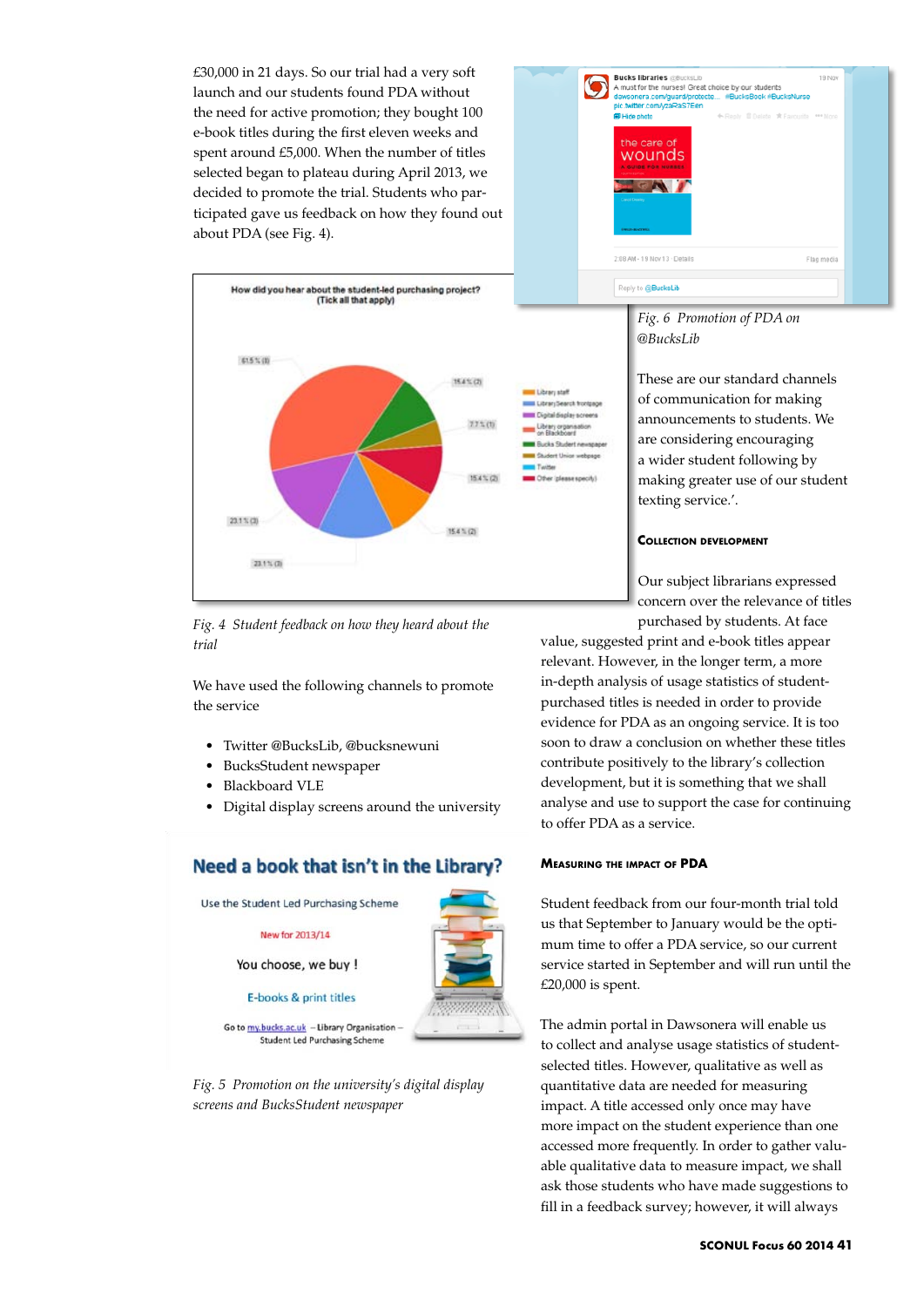£30,000 in 21 days. So our trial had a very soft launch and our students found PDA without the need for active promotion; they bought 100 e-book titles during the first eleven weeks and spent around £5,000. When the number of titles selected began to plateau during April 2013, we decided to promote the trial. Students who participated gave us feedback on how they found out about PDA (see Fig. 4).

*Fig. 4 Student feedback on how they heard about the trial*

We have used the following channels to promote the service

- Twitter @BucksLib, @bucksnewuni
- BucksStudent newspaper
- Blackboard VLE
- Digital display screens around the university

*Fig. 5 Promotion on the university's digital display screens and BucksStudent newspaper*

*Fig. 6 Promotion of PDA on @BucksLib*

These are our standard channels of communication for making announcements to students. We are considering encouraging a wider student following by making greater use of our student texting service.'.

### Collection development

Our subject librarians expressed concern over the relevance of titles purchased by students. At face value, suggested print and e-book titles appear relevant. However, in the longer term, a more in-depth analysis of usage statistics of student-purchased titles is needed in order to provide evidence for PDA as an ongoing service. It is too soon to draw a conclusion on whether these titles contribute positively to the library's collection development, but it is something that we shall analyse and use to support the case for continuing to offer PDA as a service.

### Measuring the impact of PDA

Student feedback from our four-month trial told us that September to January would be the optimum time to offer a PDA service, so our current service started in September and will run until the £20,000 is spent.

The admin portal in Dawsonera will enable us to collect and analyse usage statistics of student-selected titles. However, qualitative as well as quantitative data are needed for measuring impact. A title accessed only once may have more impact on the student experience than one accessed more frequently. In order to gather valuable qualitative data to measure impact, we shall ask those students who have made suggestions to fill in a feedback survey; however, it will always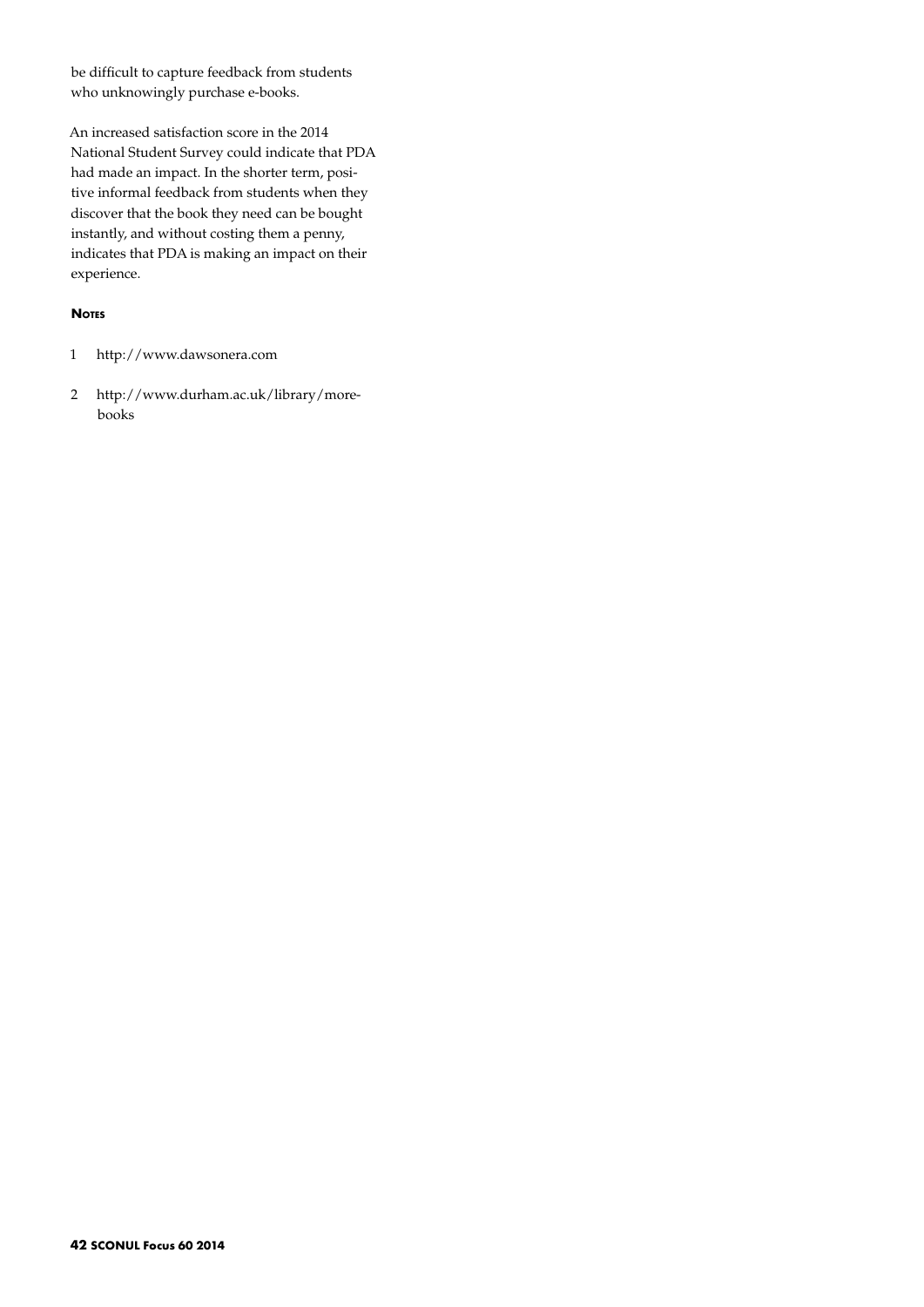be difficult to capture feedback from students who unknowingly purchase e-books.

An increased satisfaction score in the 2014 National Student Survey could indicate that PDA had made an impact. In the shorter term, positive informal feedback from students when they discover that the book they need can be bought instantly, and without costing them a penny, indicates that PDA is making an impact on their experience.

#### Notes

1 http://www.dawsonera.com

2 http://www.durham.ac.uk/library/morebooks